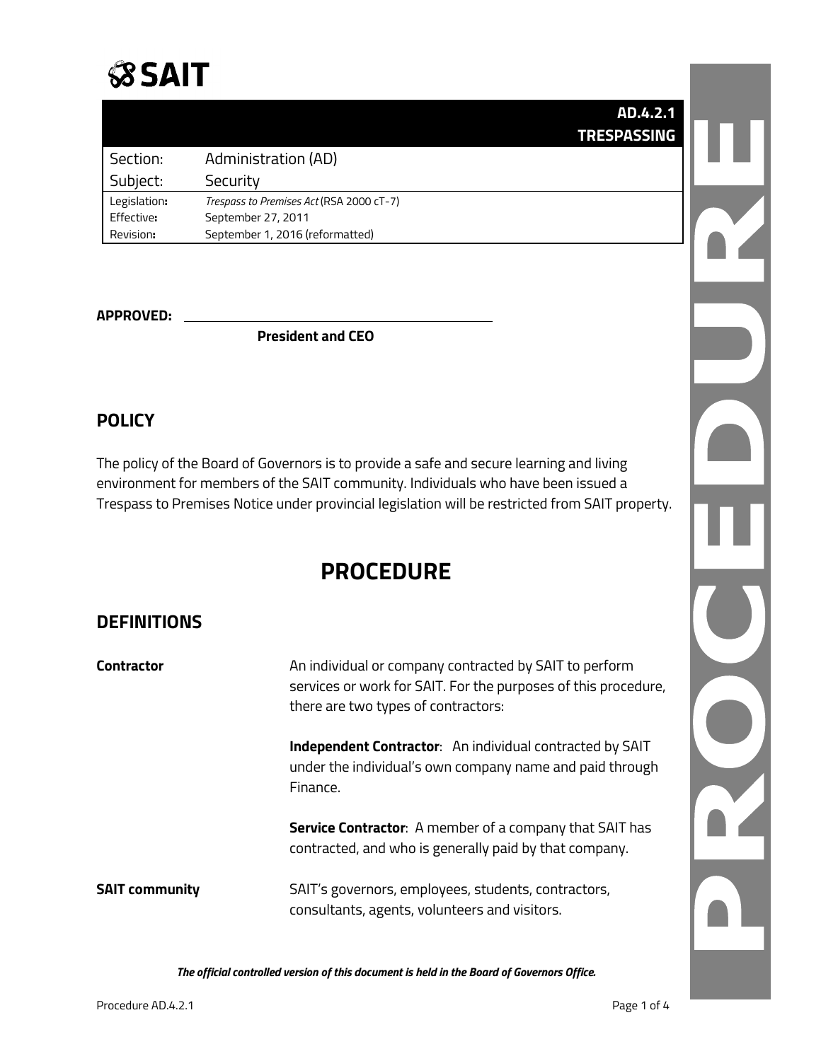# SAIT

| | AD.4.2.1 TRESPASSING |
|---|---|
| Section: | Administration (AD) |
| Subject: | Security |
| Legislation: | *Trespass to Premises Act* (RSA 2000 cT-7) |
| Effective: | September 27, 2011 |
| Revision: | September 1, 2016 (reformatted) |

**APPROVED:** ______________________________

**President and CEO**

## POLICY

The policy of the Board of Governors is to provide a safe and secure learning and living environment for members of the SAIT community. Individuals who have been issued a Trespass to Premises Notice under provincial legislation will be restricted from SAIT property.

# PROCEDURE

## DEFINITIONS

**Contractor** An individual or company contracted by SAIT to perform services or work for SAIT. For the purposes of this procedure, there are two types of contractors:

**Independent Contractor**: An individual contracted by SAIT under the individual's own company name and paid through Finance.

**Service Contractor**: A member of a company that SAIT has contracted, and who is generally paid by that company.

**SAIT community** SAIT's governors, employees, students, contractors, consultants, agents, volunteers and visitors.

*The official controlled version of this document is held in the Board of Governors Office.*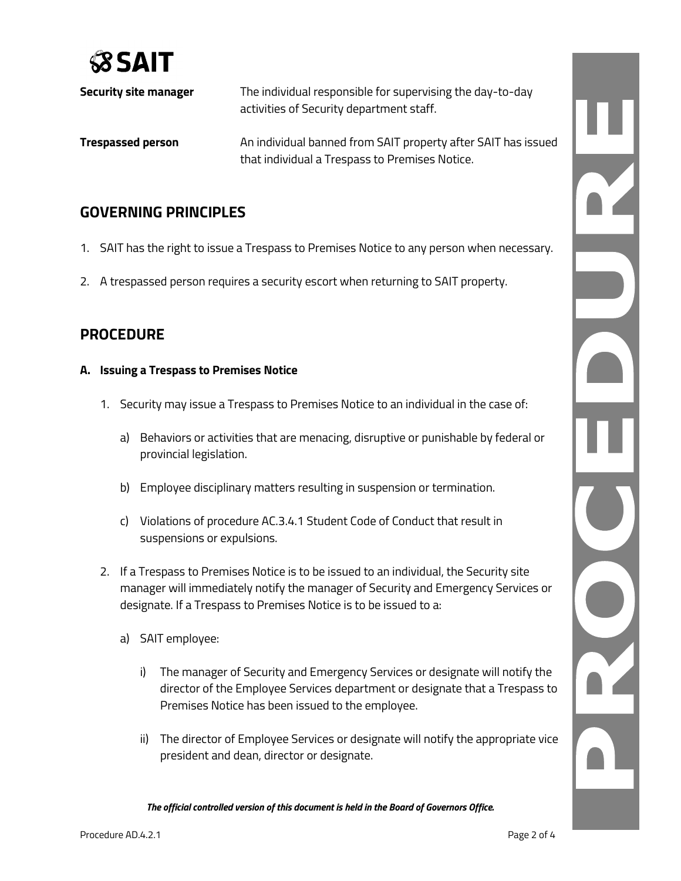| | |
|---|---|
| **Security site manager** | The individual responsible for supervising the day-to-day activities of Security department staff. |
| **Trespassed person** | An individual banned from SAIT property after SAIT has issued that individual a Trespass to Premises Notice. |

## GOVERNING PRINCIPLES

1. SAIT has the right to issue a Trespass to Premises Notice to any person when necessary.
2. A trespassed person requires a security escort when returning to SAIT property.

## PROCEDURE

### A. Issuing a Trespass to Premises Notice

1. Security may issue a Trespass to Premises Notice to an individual in the case of:
   a) Behaviors or activities that are menacing, disruptive or punishable by federal or provincial legislation.
   b) Employee disciplinary matters resulting in suspension or termination.
   c) Violations of procedure AC.3.4.1 Student Code of Conduct that result in suspensions or expulsions.
2. If a Trespass to Premises Notice is to be issued to an individual, the Security site manager will immediately notify the manager of Security and Emergency Services or designate. If a Trespass to Premises Notice is to be issued to a:
   a) SAIT employee:
      i) The manager of Security and Emergency Services or designate will notify the director of the Employee Services department or designate that a Trespass to Premises Notice has been issued to the employee.
      ii) The director of Employee Services or designate will notify the appropriate vice president and dean, director or designate.

***The official controlled version of this document is held in the Board of Governors Office.***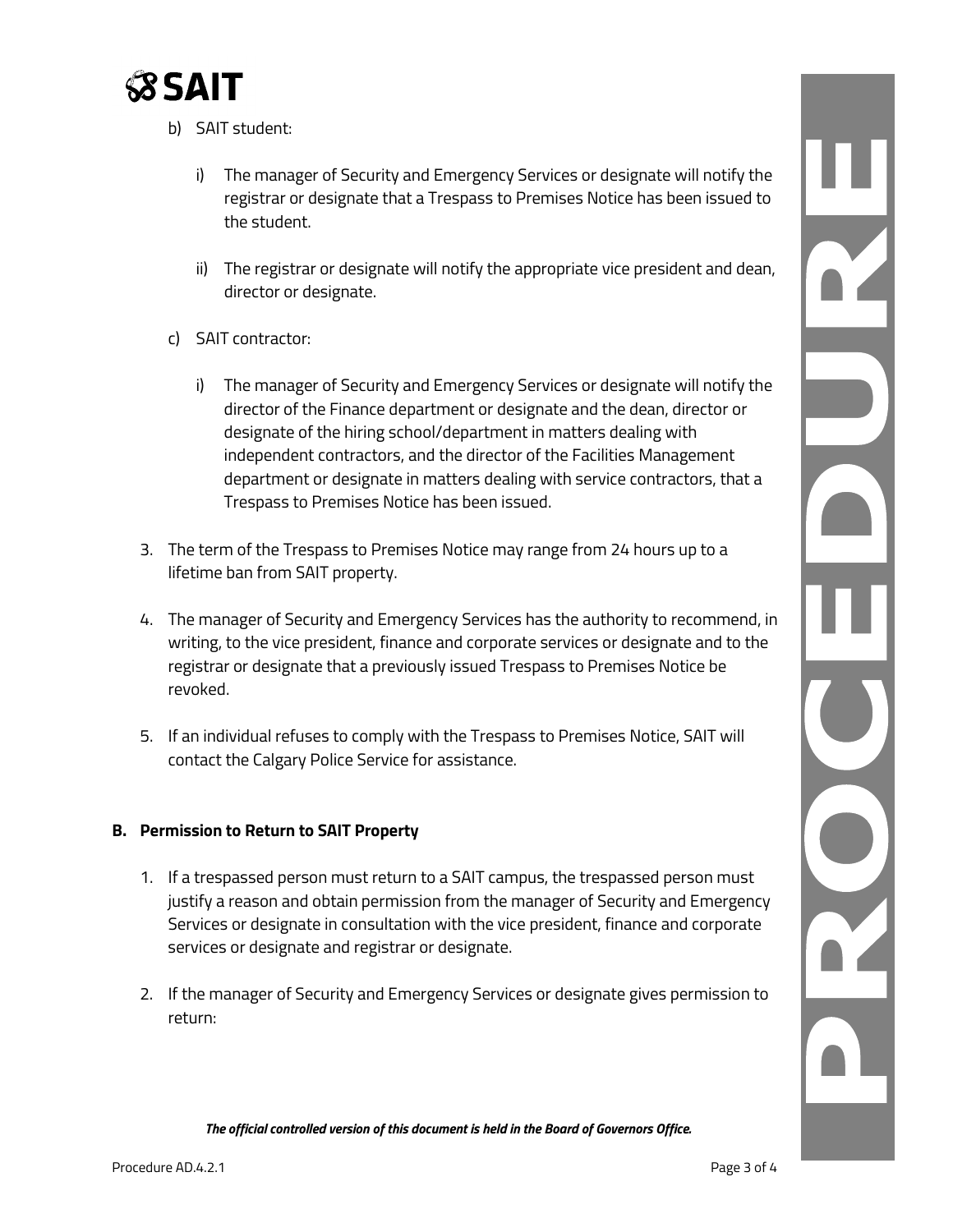b) SAIT student:

   i) The manager of Security and Emergency Services or designate will notify the registrar or designate that a Trespass to Premises Notice has been issued to the student.

   ii) The registrar or designate will notify the appropriate vice president and dean, director or designate.

c) SAIT contractor:

   i) The manager of Security and Emergency Services or designate will notify the director of the Finance department or designate and the dean, director or designate of the hiring school/department in matters dealing with independent contractors, and the director of the Facilities Management department or designate in matters dealing with service contractors, that a Trespass to Premises Notice has been issued.

3. The term of the Trespass to Premises Notice may range from 24 hours up to a lifetime ban from SAIT property.

4. The manager of Security and Emergency Services has the authority to recommend, in writing, to the vice president, finance and corporate services or designate and to the registrar or designate that a previously issued Trespass to Premises Notice be revoked.

5. If an individual refuses to comply with the Trespass to Premises Notice, SAIT will contact the Calgary Police Service for assistance.

**B. Permission to Return to SAIT Property**

1. If a trespassed person must return to a SAIT campus, the trespassed person must justify a reason and obtain permission from the manager of Security and Emergency Services or designate in consultation with the vice president, finance and corporate services or designate and registrar or designate.

2. If the manager of Security and Emergency Services or designate gives permission to return:

*The official controlled version of this document is held in the Board of Governors Office.*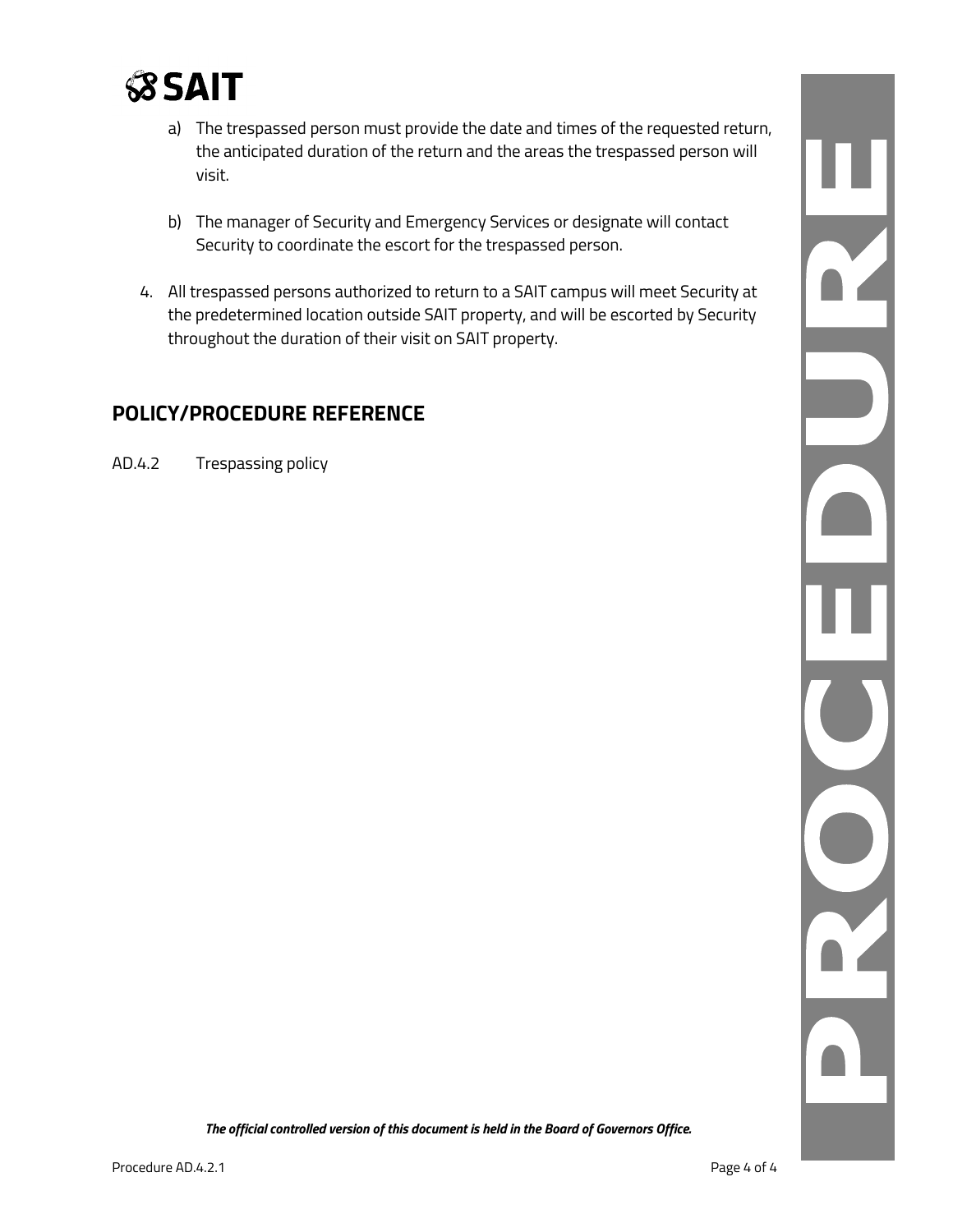a) The trespassed person must provide the date and times of the requested return, the anticipated duration of the return and the areas the trespassed person will visit.

b) The manager of Security and Emergency Services or designate will contact Security to coordinate the escort for the trespassed person.

4. All trespassed persons authorized to return to a SAIT campus will meet Security at the predetermined location outside SAIT property, and will be escorted by Security throughout the duration of their visit on SAIT property.

## POLICY/PROCEDURE REFERENCE

AD.4.2 Trespassing policy

***The official controlled version of this document is held in the Board of Governors Office.***